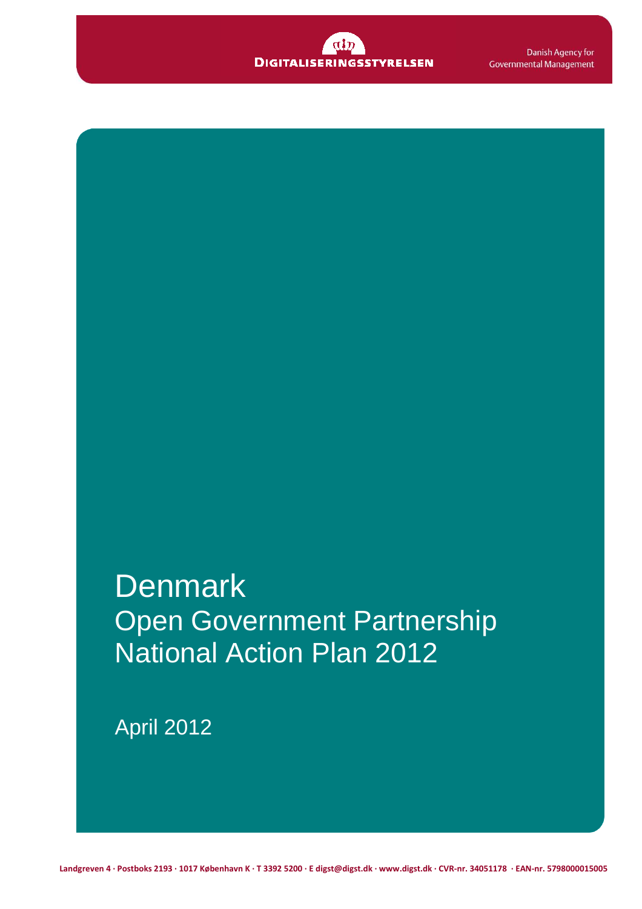DIGITALISERINGSSTYRELSEN

Danish Agency for Governmental Management

# Denmark

## Open Government Partnership National Action Plan 2012

April 2012

Landgreven 4 · Postboks 2193 · 1017 København K · T 3392 5200 · E digst@digst.dk · www.digst.dk · CVR-nr. 34051178 · EAN-nr. 5798000015005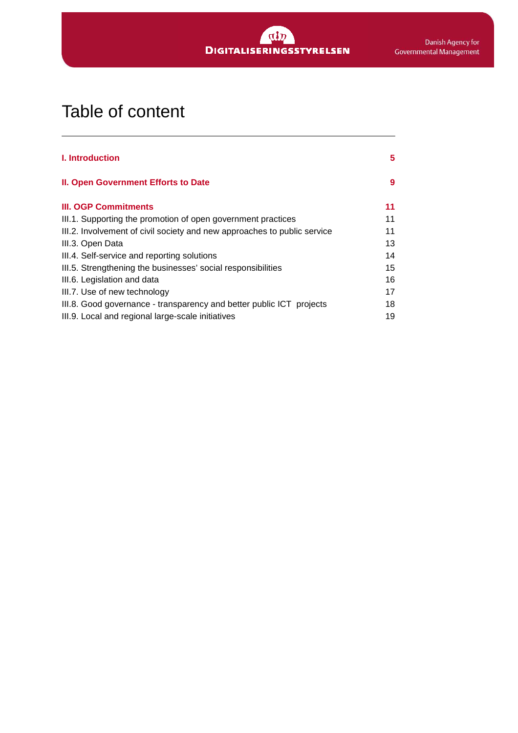# Table of content

| | |
|---|---|
| **I. Introduction** | **5** |
| **II. Open Government Efforts to Date** | **9** |
| **III. OGP Commitments** | **11** |
| III.1. Supporting the promotion of open government practices | 11 |
| III.2. Involvement of civil society and new approaches to public service | 11 |
| III.3. Open Data | 13 |
| III.4. Self-service and reporting solutions | 14 |
| III.5. Strengthening the businesses' social responsibilities | 15 |
| III.6. Legislation and data | 16 |
| III.7. Use of new technology | 17 |
| III.8. Good governance - transparency and better public ICT projects | 18 |
| III.9. Local and regional large-scale initiatives | 19 |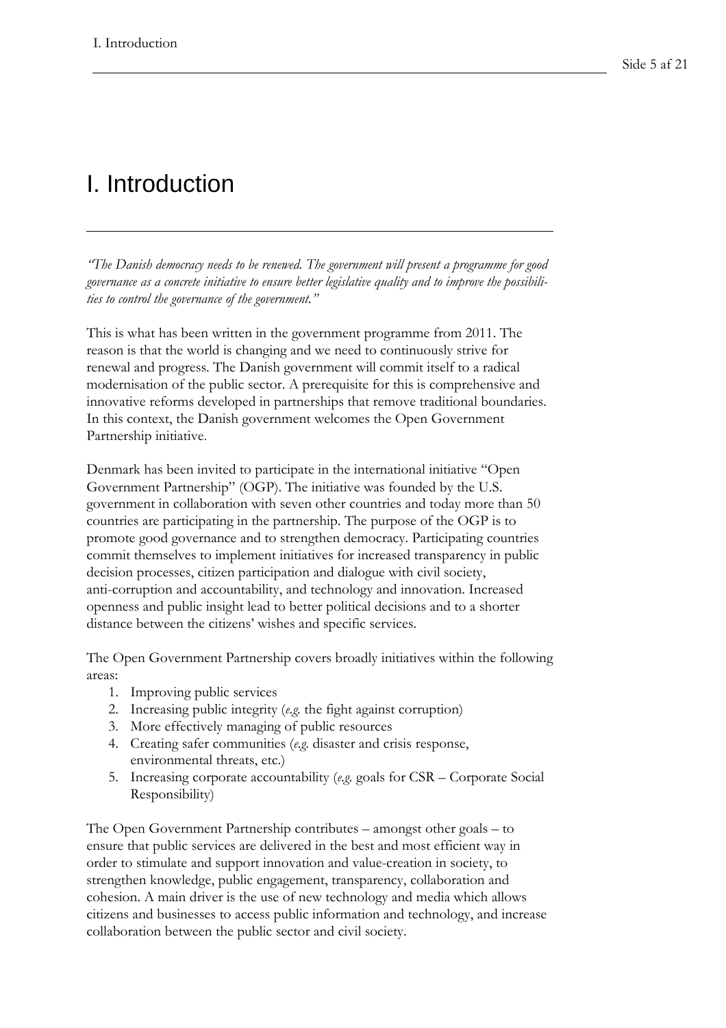# I. Introduction

*"The Danish democracy needs to be renewed. The government will present a programme for good governance as a concrete initiative to ensure better legislative quality and to improve the possibilities to control the governance of the government."*

This is what has been written in the government programme from 2011. The reason is that the world is changing and we need to continuously strive for renewal and progress. The Danish government will commit itself to a radical modernisation of the public sector. A prerequisite for this is comprehensive and innovative reforms developed in partnerships that remove traditional boundaries. In this context, the Danish government welcomes the Open Government Partnership initiative.

Denmark has been invited to participate in the international initiative "Open Government Partnership" (OGP). The initiative was founded by the U.S. government in collaboration with seven other countries and today more than 50 countries are participating in the partnership. The purpose of the OGP is to promote good governance and to strengthen democracy. Participating countries commit themselves to implement initiatives for increased transparency in public decision processes, citizen participation and dialogue with civil society, anti-corruption and accountability, and technology and innovation. Increased openness and public insight lead to better political decisions and to a shorter distance between the citizens' wishes and specific services.

The Open Government Partnership covers broadly initiatives within the following areas:

1. Improving public services
2. Increasing public integrity (*e.g.* the fight against corruption)
3. More effectively managing of public resources
4. Creating safer communities (*e.g.* disaster and crisis response, environmental threats, etc.)
5. Increasing corporate accountability (*e.g.* goals for CSR – Corporate Social Responsibility)

The Open Government Partnership contributes – amongst other goals – to ensure that public services are delivered in the best and most efficient way in order to stimulate and support innovation and value-creation in society, to strengthen knowledge, public engagement, transparency, collaboration and cohesion. A main driver is the use of new technology and media which allows citizens and businesses to access public information and technology, and increase collaboration between the public sector and civil society.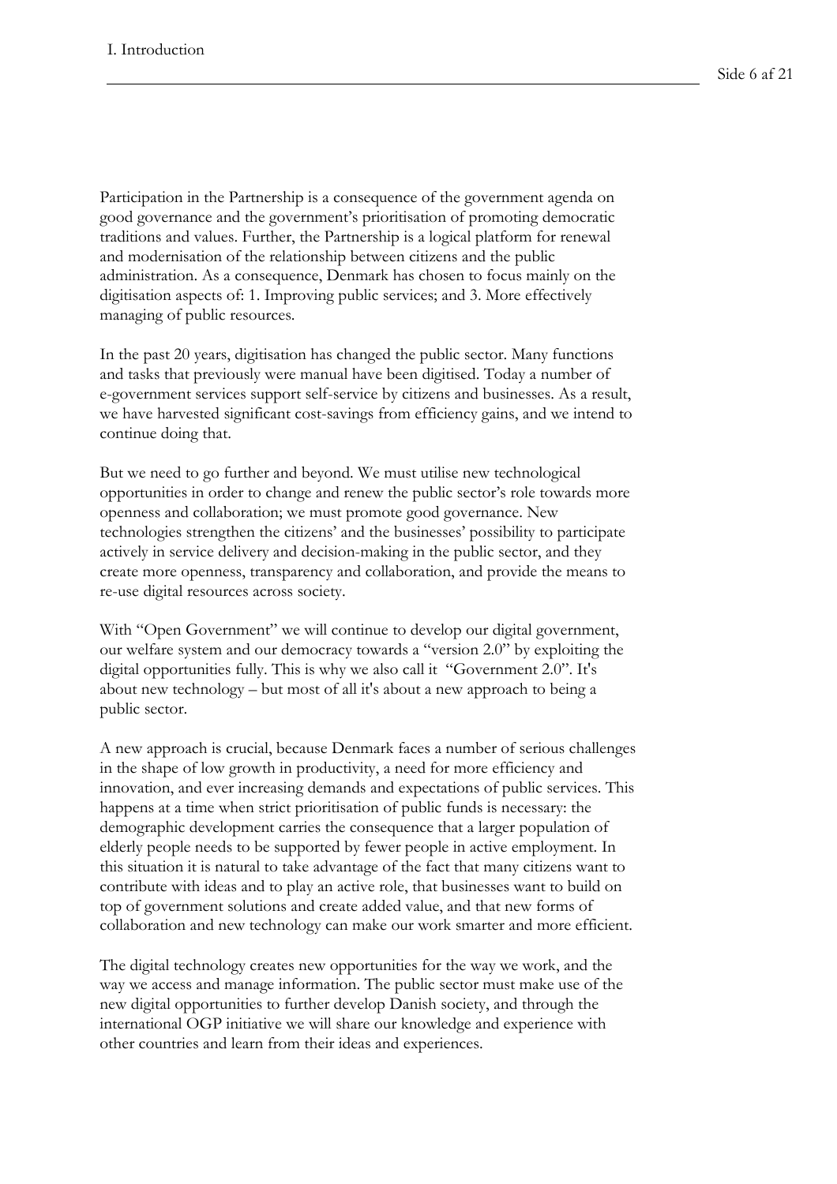Participation in the Partnership is a consequence of the government agenda on good governance and the government's prioritisation of promoting democratic traditions and values. Further, the Partnership is a logical platform for renewal and modernisation of the relationship between citizens and the public administration. As a consequence, Denmark has chosen to focus mainly on the digitisation aspects of: 1. Improving public services; and 3. More effectively managing of public resources.

In the past 20 years, digitisation has changed the public sector. Many functions and tasks that previously were manual have been digitised. Today a number of e-government services support self-service by citizens and businesses. As a result, we have harvested significant cost-savings from efficiency gains, and we intend to continue doing that.

But we need to go further and beyond. We must utilise new technological opportunities in order to change and renew the public sector's role towards more openness and collaboration; we must promote good governance. New technologies strengthen the citizens' and the businesses' possibility to participate actively in service delivery and decision-making in the public sector, and they create more openness, transparency and collaboration, and provide the means to re-use digital resources across society.

With "Open Government" we will continue to develop our digital government, our welfare system and our democracy towards a "version 2.0" by exploiting the digital opportunities fully. This is why we also call it "Government 2.0". It's about new technology – but most of all it's about a new approach to being a public sector.

A new approach is crucial, because Denmark faces a number of serious challenges in the shape of low growth in productivity, a need for more efficiency and innovation, and ever increasing demands and expectations of public services. This happens at a time when strict prioritisation of public funds is necessary: the demographic development carries the consequence that a larger population of elderly people needs to be supported by fewer people in active employment. In this situation it is natural to take advantage of the fact that many citizens want to contribute with ideas and to play an active role, that businesses want to build on top of government solutions and create added value, and that new forms of collaboration and new technology can make our work smarter and more efficient.

The digital technology creates new opportunities for the way we work, and the way we access and manage information. The public sector must make use of the new digital opportunities to further develop Danish society, and through the international OGP initiative we will share our knowledge and experience with other countries and learn from their ideas and experiences.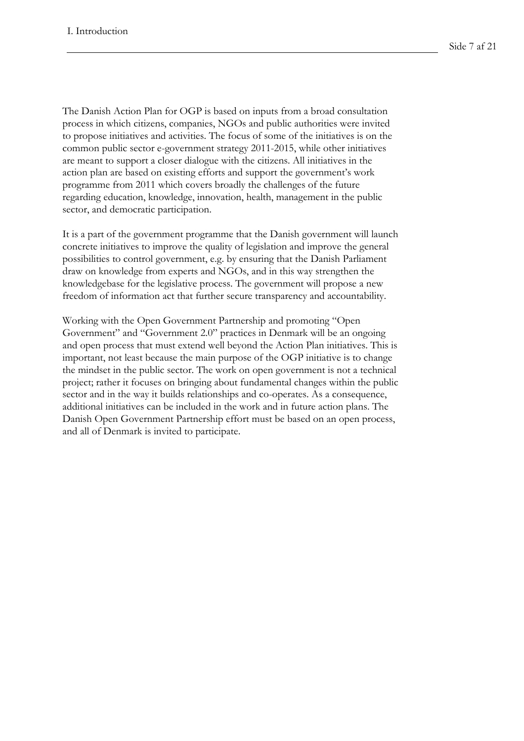The Danish Action Plan for OGP is based on inputs from a broad consultation process in which citizens, companies, NGOs and public authorities were invited to propose initiatives and activities. The focus of some of the initiatives is on the common public sector e-government strategy 2011-2015, while other initiatives are meant to support a closer dialogue with the citizens. All initiatives in the action plan are based on existing efforts and support the government's work programme from 2011 which covers broadly the challenges of the future regarding education, knowledge, innovation, health, management in the public sector, and democratic participation.

It is a part of the government programme that the Danish government will launch concrete initiatives to improve the quality of legislation and improve the general possibilities to control government, e.g. by ensuring that the Danish Parliament draw on knowledge from experts and NGOs, and in this way strengthen the knowledgebase for the legislative process. The government will propose a new freedom of information act that further secure transparency and accountability.

Working with the Open Government Partnership and promoting "Open Government" and "Government 2.0" practices in Denmark will be an ongoing and open process that must extend well beyond the Action Plan initiatives. This is important, not least because the main purpose of the OGP initiative is to change the mindset in the public sector. The work on open government is not a technical project; rather it focuses on bringing about fundamental changes within the public sector and in the way it builds relationships and co-operates. As a consequence, additional initiatives can be included in the work and in future action plans. The Danish Open Government Partnership effort must be based on an open process, and all of Denmark is invited to participate.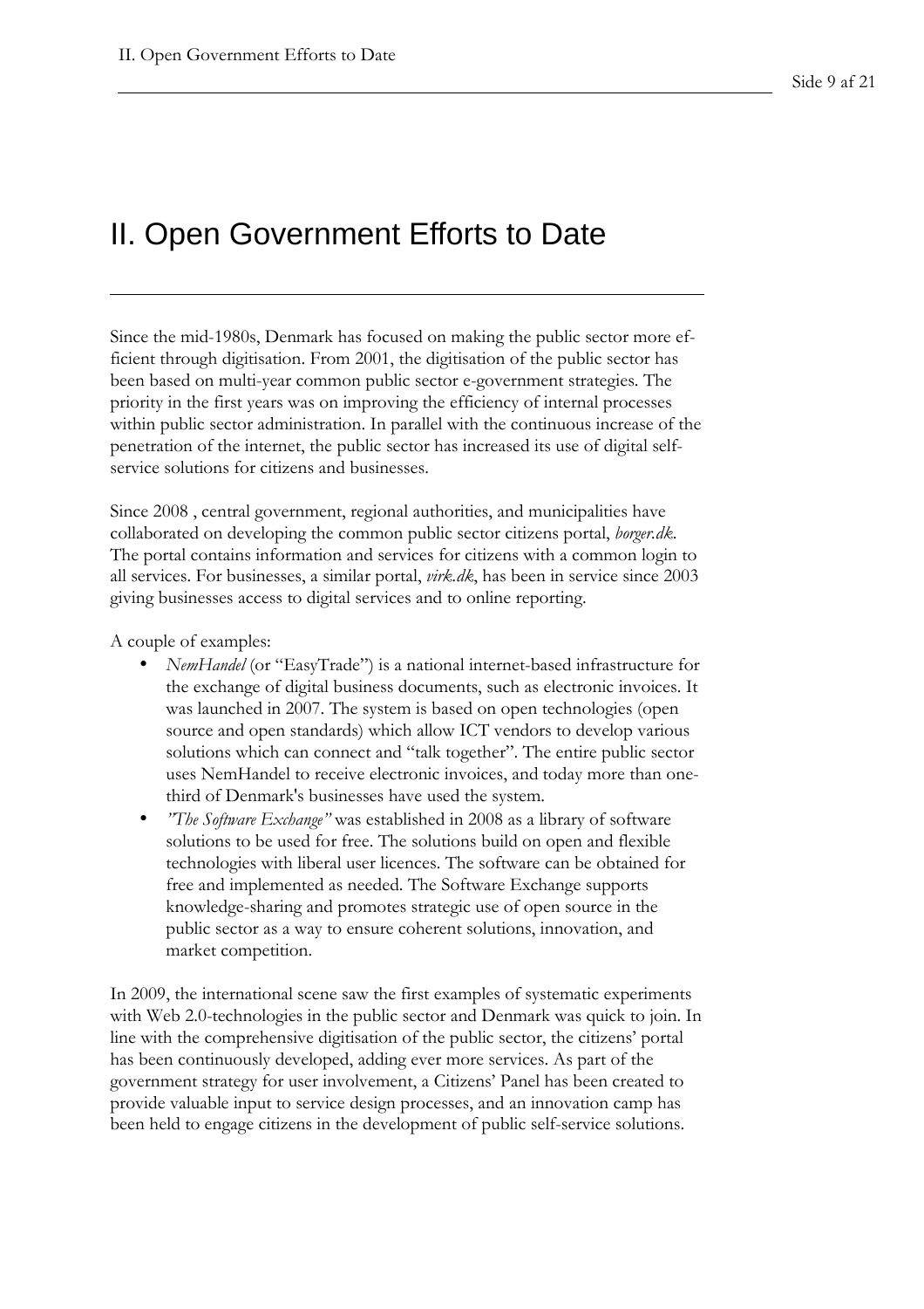# II. Open Government Efforts to Date

Since the mid-1980s, Denmark has focused on making the public sector more efficient through digitisation. From 2001, the digitisation of the public sector has been based on multi-year common public sector e-government strategies. The priority in the first years was on improving the efficiency of internal processes within public sector administration. In parallel with the continuous increase of the penetration of the internet, the public sector has increased its use of digital self-service solutions for citizens and businesses.

Since 2008 , central government, regional authorities, and municipalities have collaborated on developing the common public sector citizens portal, *borger.dk*. The portal contains information and services for citizens with a common login to all services. For businesses, a similar portal, *virk.dk*, has been in service since 2003 giving businesses access to digital services and to online reporting.

A couple of examples:

- *NemHandel* (or "EasyTrade") is a national internet-based infrastructure for the exchange of digital business documents, such as electronic invoices. It was launched in 2007. The system is based on open technologies (open source and open standards) which allow ICT vendors to develop various solutions which can connect and "talk together". The entire public sector uses NemHandel to receive electronic invoices, and today more than one-third of Denmark's businesses have used the system.
- *"The Software Exchange"* was established in 2008 as a library of software solutions to be used for free. The solutions build on open and flexible technologies with liberal user licences. The software can be obtained for free and implemented as needed. The Software Exchange supports knowledge-sharing and promotes strategic use of open source in the public sector as a way to ensure coherent solutions, innovation, and market competition.

In 2009, the international scene saw the first examples of systematic experiments with Web 2.0-technologies in the public sector and Denmark was quick to join. In line with the comprehensive digitisation of the public sector, the citizens' portal has been continuously developed, adding ever more services. As part of the government strategy for user involvement, a Citizens' Panel has been created to provide valuable input to service design processes, and an innovation camp has been held to engage citizens in the development of public self-service solutions.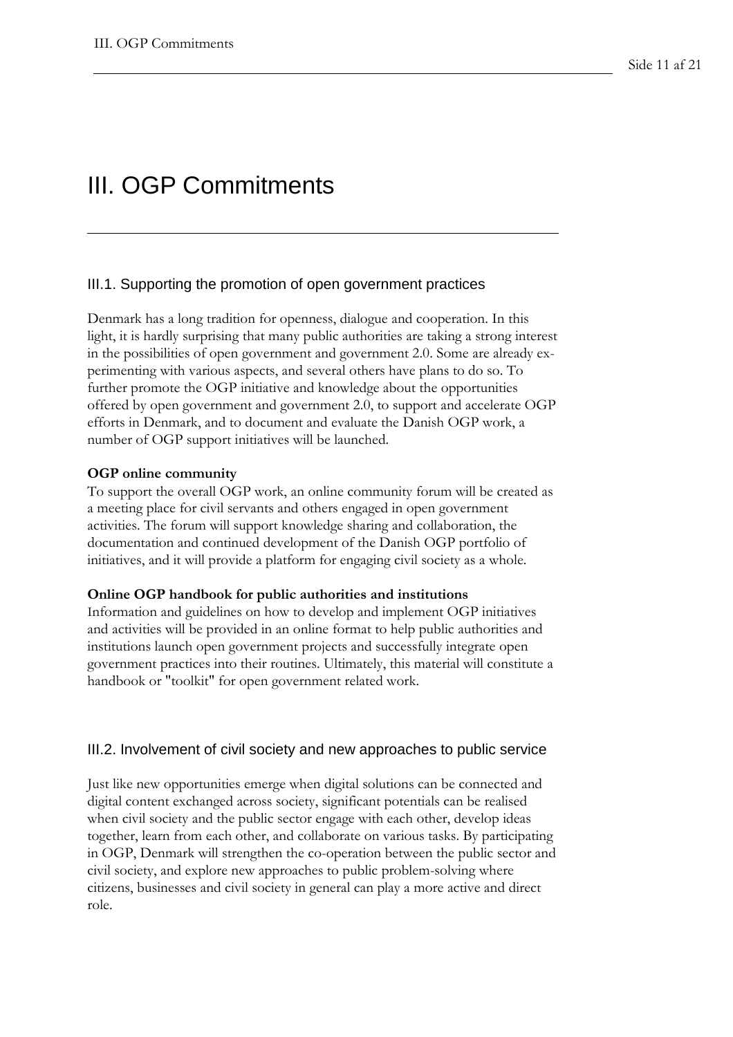# III. OGP Commitments

## III.1. Supporting the promotion of open government practices

Denmark has a long tradition for openness, dialogue and cooperation. In this light, it is hardly surprising that many public authorities are taking a strong interest in the possibilities of open government and government 2.0. Some are already experimenting with various aspects, and several others have plans to do so. To further promote the OGP initiative and knowledge about the opportunities offered by open government and government 2.0, to support and accelerate OGP efforts in Denmark, and to document and evaluate the Danish OGP work, a number of OGP support initiatives will be launched.

**OGP online community**
To support the overall OGP work, an online community forum will be created as a meeting place for civil servants and others engaged in open government activities. The forum will support knowledge sharing and collaboration, the documentation and continued development of the Danish OGP portfolio of initiatives, and it will provide a platform for engaging civil society as a whole.

**Online OGP handbook for public authorities and institutions**
Information and guidelines on how to develop and implement OGP initiatives and activities will be provided in an online format to help public authorities and institutions launch open government projects and successfully integrate open government practices into their routines. Ultimately, this material will constitute a handbook or "toolkit" for open government related work.

## III.2. Involvement of civil society and new approaches to public service

Just like new opportunities emerge when digital solutions can be connected and digital content exchanged across society, significant potentials can be realised when civil society and the public sector engage with each other, develop ideas together, learn from each other, and collaborate on various tasks. By participating in OGP, Denmark will strengthen the co-operation between the public sector and civil society, and explore new approaches to public problem-solving where citizens, businesses and civil society in general can play a more active and direct role.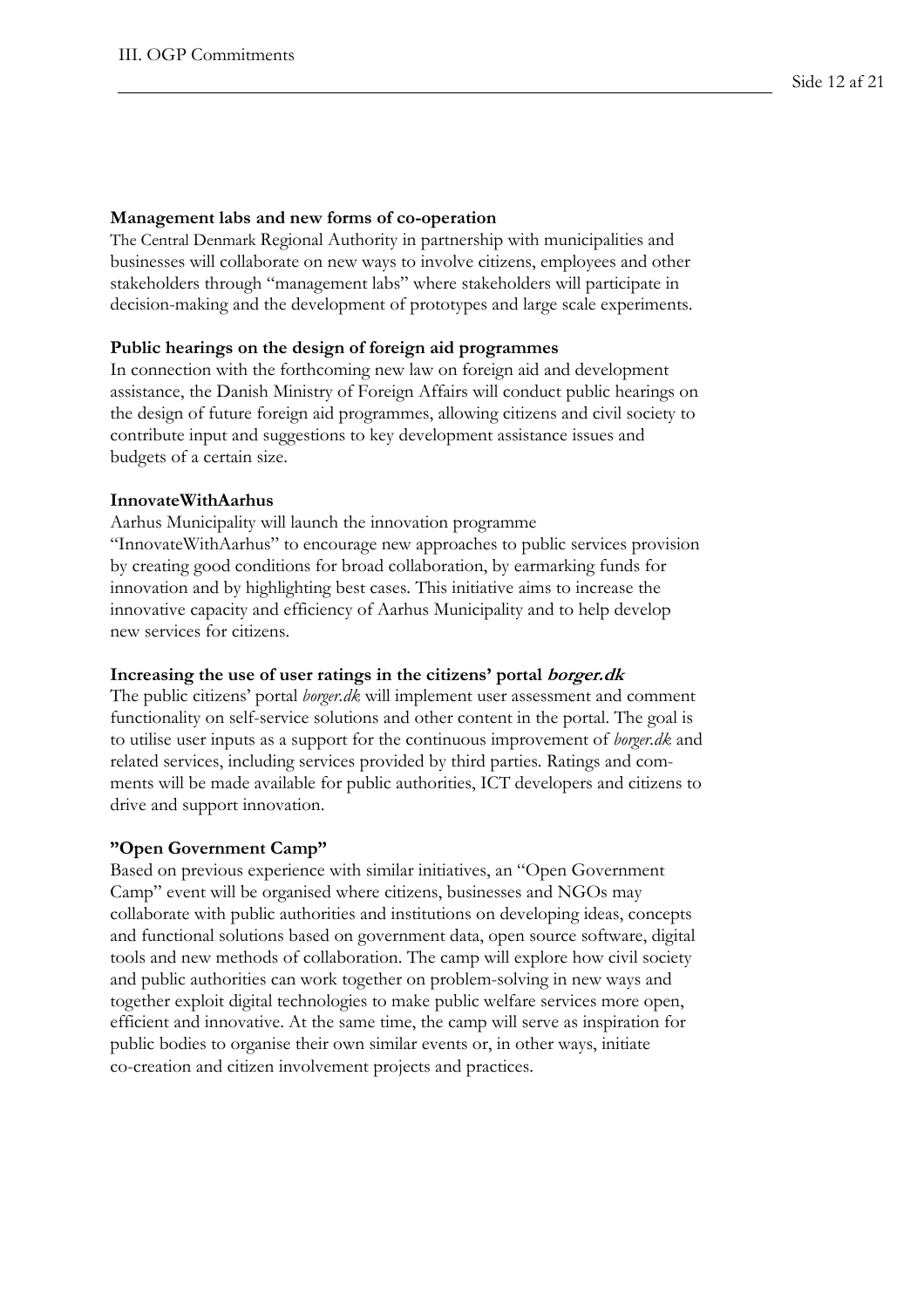**Management labs and new forms of co-operation**

The Central Denmark Regional Authority in partnership with municipalities and businesses will collaborate on new ways to involve citizens, employees and other stakeholders through "management labs" where stakeholders will participate in decision-making and the development of prototypes and large scale experiments.

**Public hearings on the design of foreign aid programmes**

In connection with the forthcoming new law on foreign aid and development assistance, the Danish Ministry of Foreign Affairs will conduct public hearings on the design of future foreign aid programmes, allowing citizens and civil society to contribute input and suggestions to key development assistance issues and budgets of a certain size.

**InnovateWithAarhus**

Aarhus Municipality will launch the innovation programme "InnovateWithAarhus" to encourage new approaches to public services provision by creating good conditions for broad collaboration, by earmarking funds for innovation and by highlighting best cases. This initiative aims to increase the innovative capacity and efficiency of Aarhus Municipality and to help develop new services for citizens.

**Increasing the use of user ratings in the citizens' portal *borger.dk***

The public citizens' portal *borger.dk* will implement user assessment and comment functionality on self-service solutions and other content in the portal. The goal is to utilise user inputs as a support for the continuous improvement of *borger.dk* and related services, including services provided by third parties. Ratings and comments will be made available for public authorities, ICT developers and citizens to drive and support innovation.

**"Open Government Camp"**

Based on previous experience with similar initiatives, an "Open Government Camp" event will be organised where citizens, businesses and NGOs may collaborate with public authorities and institutions on developing ideas, concepts and functional solutions based on government data, open source software, digital tools and new methods of collaboration. The camp will explore how civil society and public authorities can work together on problem-solving in new ways and together exploit digital technologies to make public welfare services more open, efficient and innovative. At the same time, the camp will serve as inspiration for public bodies to organise their own similar events or, in other ways, initiate co-creation and citizen involvement projects and practices.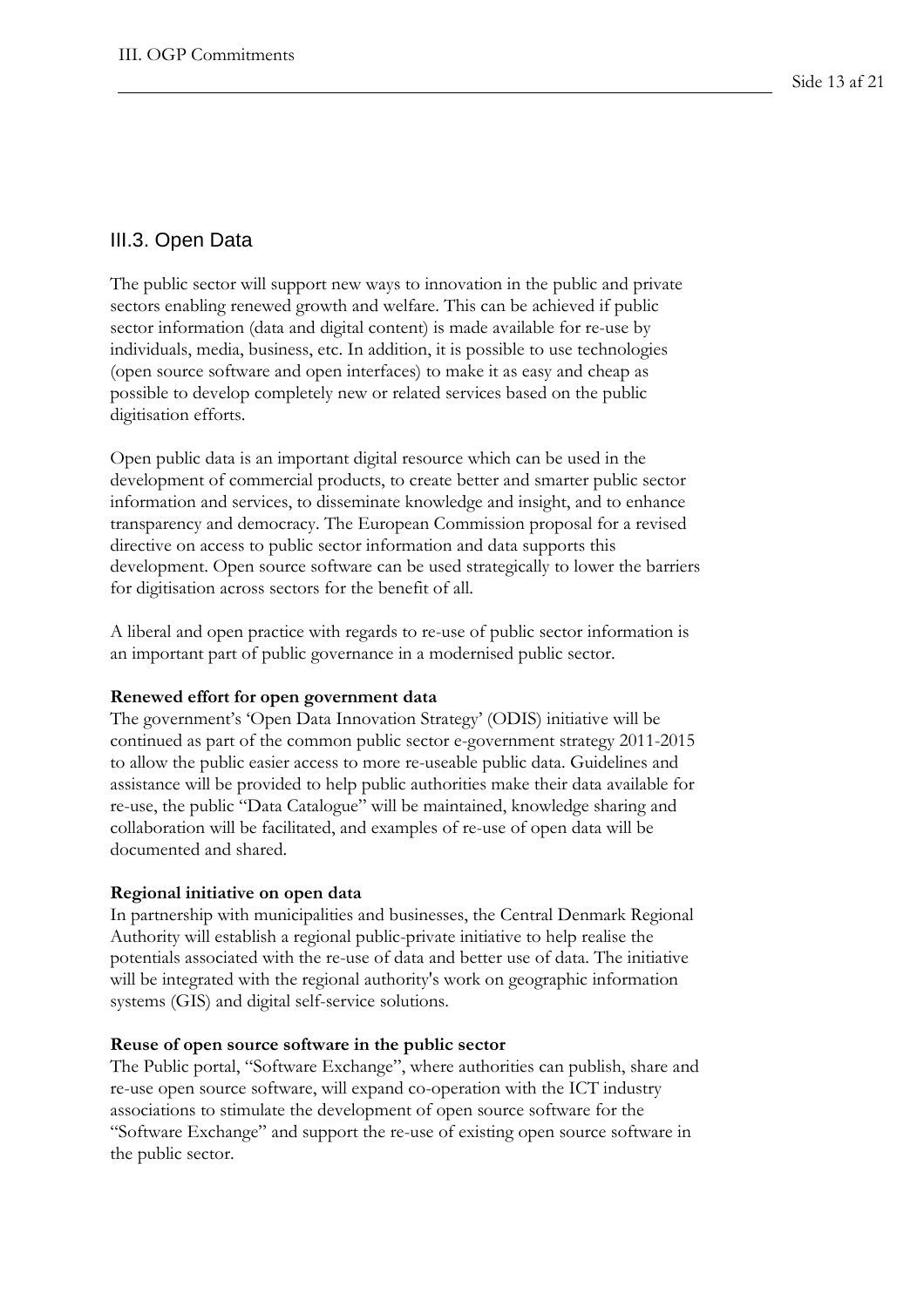## III.3. Open Data

The public sector will support new ways to innovation in the public and private sectors enabling renewed growth and welfare. This can be achieved if public sector information (data and digital content) is made available for re-use by individuals, media, business, etc. In addition, it is possible to use technologies (open source software and open interfaces) to make it as easy and cheap as possible to develop completely new or related services based on the public digitisation efforts.

Open public data is an important digital resource which can be used in the development of commercial products, to create better and smarter public sector information and services, to disseminate knowledge and insight, and to enhance transparency and democracy. The European Commission proposal for a revised directive on access to public sector information and data supports this development. Open source software can be used strategically to lower the barriers for digitisation across sectors for the benefit of all.

A liberal and open practice with regards to re-use of public sector information is an important part of public governance in a modernised public sector.

**Renewed effort for open government data**

The government's 'Open Data Innovation Strategy' (ODIS) initiative will be continued as part of the common public sector e-government strategy 2011-2015 to allow the public easier access to more re-useable public data. Guidelines and assistance will be provided to help public authorities make their data available for re-use, the public "Data Catalogue" will be maintained, knowledge sharing and collaboration will be facilitated, and examples of re-use of open data will be documented and shared.

**Regional initiative on open data**

In partnership with municipalities and businesses, the Central Denmark Regional Authority will establish a regional public-private initiative to help realise the potentials associated with the re-use of data and better use of data. The initiative will be integrated with the regional authority's work on geographic information systems (GIS) and digital self-service solutions.

**Reuse of open source software in the public sector**

The Public portal, "Software Exchange", where authorities can publish, share and re-use open source software, will expand co-operation with the ICT industry associations to stimulate the development of open source software for the "Software Exchange" and support the re-use of existing open source software in the public sector.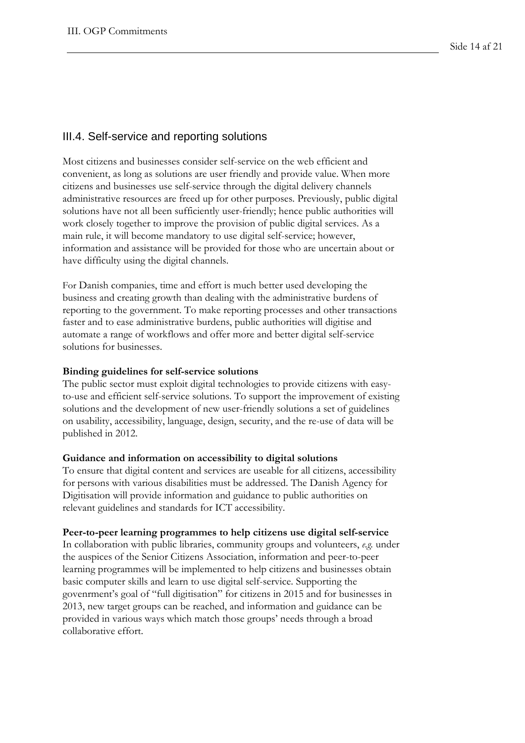## III.4. Self-service and reporting solutions

Most citizens and businesses consider self-service on the web efficient and convenient, as long as solutions are user friendly and provide value. When more citizens and businesses use self-service through the digital delivery channels administrative resources are freed up for other purposes. Previously, public digital solutions have not all been sufficiently user-friendly; hence public authorities will work closely together to improve the provision of public digital services. As a main rule, it will become mandatory to use digital self-service; however, information and assistance will be provided for those who are uncertain about or have difficulty using the digital channels.

For Danish companies, time and effort is much better used developing the business and creating growth than dealing with the administrative burdens of reporting to the government. To make reporting processes and other transactions faster and to ease administrative burdens, public authorities will digitise and automate a range of workflows and offer more and better digital self-service solutions for businesses.

**Binding guidelines for self-service solutions**

The public sector must exploit digital technologies to provide citizens with easy-to-use and efficient self-service solutions. To support the improvement of existing solutions and the development of new user-friendly solutions a set of guidelines on usability, accessibility, language, design, security, and the re-use of data will be published in 2012.

**Guidance and information on accessibility to digital solutions**

To ensure that digital content and services are useable for all citizens, accessibility for persons with various disabilities must be addressed. The Danish Agency for Digitisation will provide information and guidance to public authorities on relevant guidelines and standards for ICT accessibility.

**Peer-to-peer learning programmes to help citizens use digital self-service**

In collaboration with public libraries, community groups and volunteers, *e.g.* under the auspices of the Senior Citizens Association, information and peer-to-peer learning programmes will be implemented to help citizens and businesses obtain basic computer skills and learn to use digital self-service. Supporting the govenrment's goal of "full digitisation" for citizens in 2015 and for businesses in 2013, new target groups can be reached, and information and guidance can be provided in various ways which match those groups' needs through a broad collaborative effort.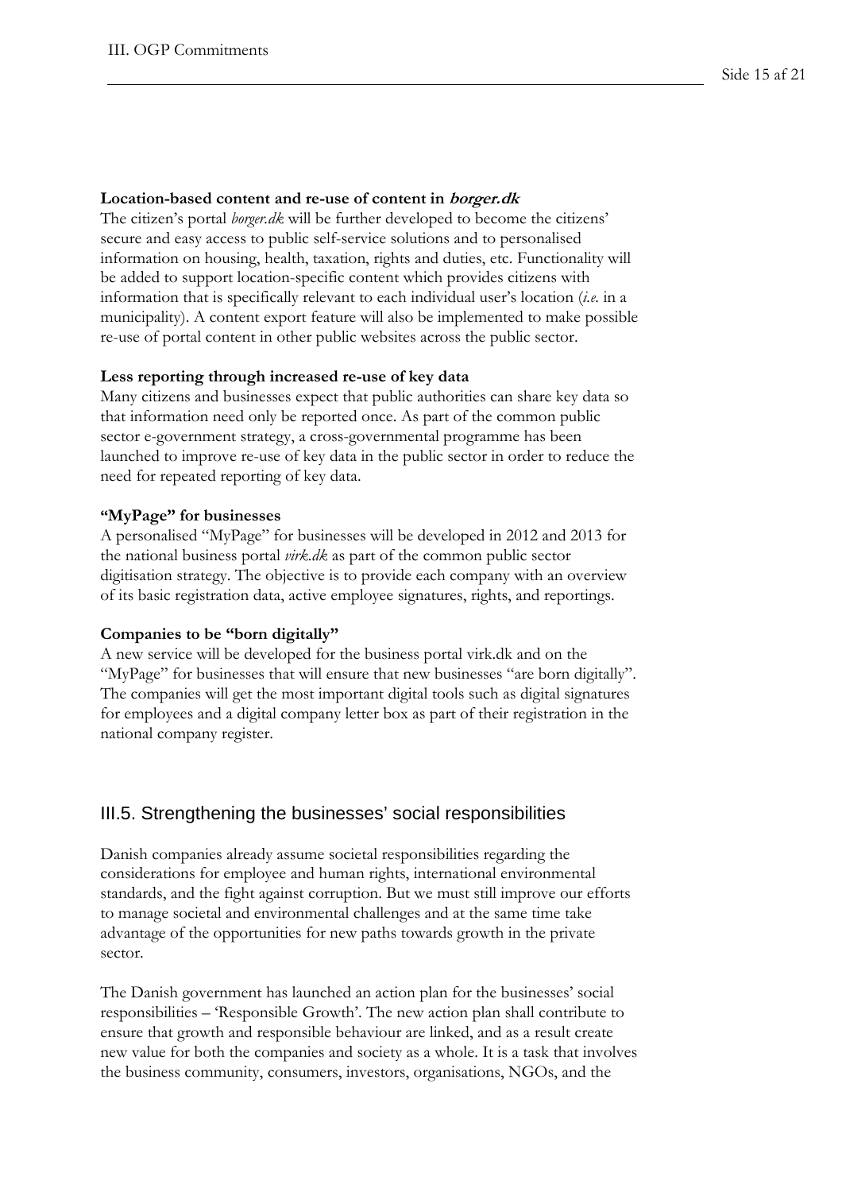**Location-based content and re-use of content in *borger.dk***

The citizen's portal *borger.dk* will be further developed to become the citizens' secure and easy access to public self-service solutions and to personalised information on housing, health, taxation, rights and duties, etc. Functionality will be added to support location-specific content which provides citizens with information that is specifically relevant to each individual user's location (*i.e.* in a municipality). A content export feature will also be implemented to make possible re-use of portal content in other public websites across the public sector.

**Less reporting through increased re-use of key data**

Many citizens and businesses expect that public authorities can share key data so that information need only be reported once. As part of the common public sector e-government strategy, a cross-governmental programme has been launched to improve re-use of key data in the public sector in order to reduce the need for repeated reporting of key data.

**"MyPage" for businesses**

A personalised "MyPage" for businesses will be developed in 2012 and 2013 for the national business portal *virk.dk* as part of the common public sector digitisation strategy. The objective is to provide each company with an overview of its basic registration data, active employee signatures, rights, and reportings.

**Companies to be "born digitally"**

A new service will be developed for the business portal virk.dk and on the "MyPage" for businesses that will ensure that new businesses "are born digitally". The companies will get the most important digital tools such as digital signatures for employees and a digital company letter box as part of their registration in the national company register.

## III.5. Strengthening the businesses' social responsibilities

Danish companies already assume societal responsibilities regarding the considerations for employee and human rights, international environmental standards, and the fight against corruption. But we must still improve our efforts to manage societal and environmental challenges and at the same time take advantage of the opportunities for new paths towards growth in the private sector.

The Danish government has launched an action plan for the businesses' social responsibilities – 'Responsible Growth'. The new action plan shall contribute to ensure that growth and responsible behaviour are linked, and as a result create new value for both the companies and society as a whole. It is a task that involves the business community, consumers, investors, organisations, NGOs, and the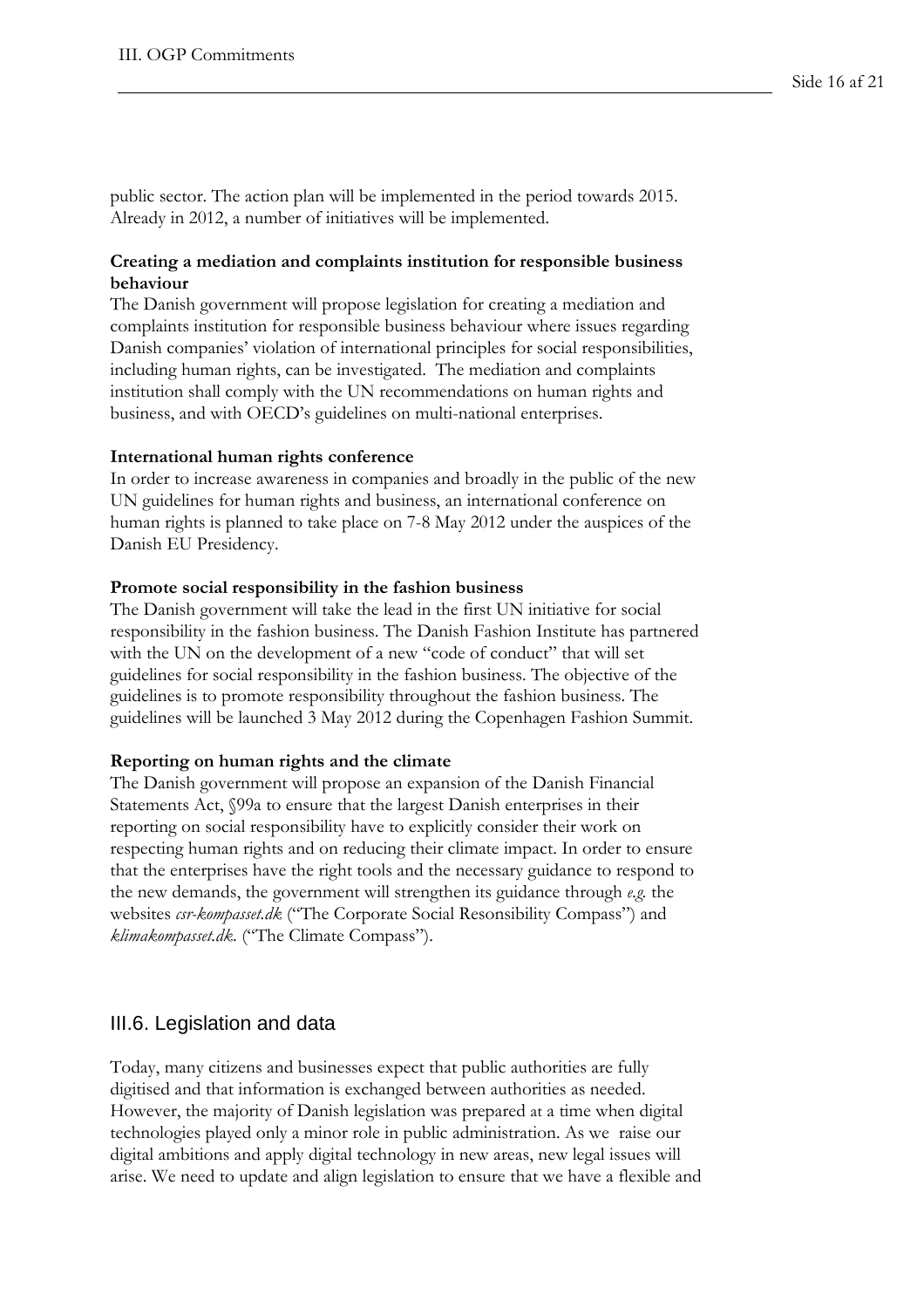public sector. The action plan will be implemented in the period towards 2015. Already in 2012, a number of initiatives will be implemented.

**Creating a mediation and complaints institution for responsible business behaviour**

The Danish government will propose legislation for creating a mediation and complaints institution for responsible business behaviour where issues regarding Danish companies' violation of international principles for social responsibilities, including human rights, can be investigated. The mediation and complaints institution shall comply with the UN recommendations on human rights and business, and with OECD's guidelines on multi-national enterprises.

**International human rights conference**

In order to increase awareness in companies and broadly in the public of the new UN guidelines for human rights and business, an international conference on human rights is planned to take place on 7-8 May 2012 under the auspices of the Danish EU Presidency.

**Promote social responsibility in the fashion business**

The Danish government will take the lead in the first UN initiative for social responsibility in the fashion business. The Danish Fashion Institute has partnered with the UN on the development of a new "code of conduct" that will set guidelines for social responsibility in the fashion business. The objective of the guidelines is to promote responsibility throughout the fashion business. The guidelines will be launched 3 May 2012 during the Copenhagen Fashion Summit.

**Reporting on human rights and the climate**

The Danish government will propose an expansion of the Danish Financial Statements Act, §99a to ensure that the largest Danish enterprises in their reporting on social responsibility have to explicitly consider their work on respecting human rights and on reducing their climate impact. In order to ensure that the enterprises have the right tools and the necessary guidance to respond to the new demands, the government will strengthen its guidance through *e.g.* the websites *csr-kompasset.dk* ("The Corporate Social Resonsibility Compass") and *klimakompasset.dk*. ("The Climate Compass").

## III.6. Legislation and data

Today, many citizens and businesses expect that public authorities are fully digitised and that information is exchanged between authorities as needed. However, the majority of Danish legislation was prepared at a time when digital technologies played only a minor role in public administration. As we raise our digital ambitions and apply digital technology in new areas, new legal issues will arise. We need to update and align legislation to ensure that we have a flexible and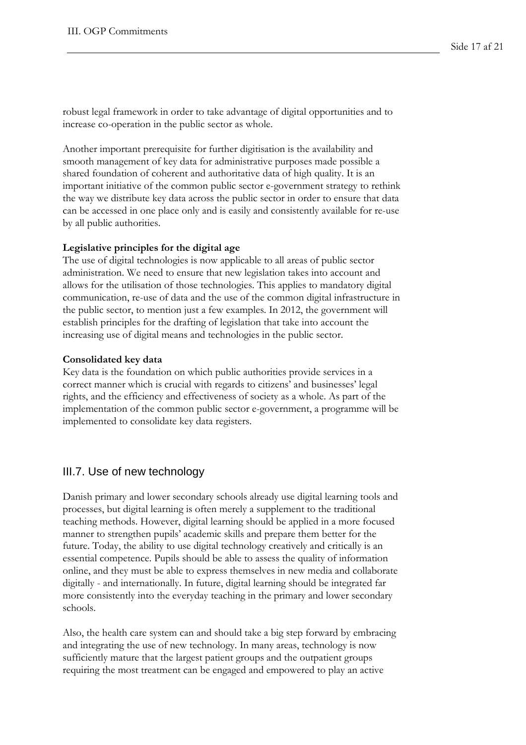robust legal framework in order to take advantage of digital opportunities and to increase co-operation in the public sector as whole.

Another important prerequisite for further digitisation is the availability and smooth management of key data for administrative purposes made possible a shared foundation of coherent and authoritative data of high quality. It is an important initiative of the common public sector e-government strategy to rethink the way we distribute key data across the public sector in order to ensure that data can be accessed in one place only and is easily and consistently available for re-use by all public authorities.

**Legislative principles for the digital age**
The use of digital technologies is now applicable to all areas of public sector administration. We need to ensure that new legislation takes into account and allows for the utilisation of those technologies. This applies to mandatory digital communication, re-use of data and the use of the common digital infrastructure in the public sector, to mention just a few examples. In 2012, the government will establish principles for the drafting of legislation that take into account the increasing use of digital means and technologies in the public sector.

**Consolidated key data**
Key data is the foundation on which public authorities provide services in a correct manner which is crucial with regards to citizens' and businesses' legal rights, and the efficiency and effectiveness of society as a whole. As part of the implementation of the common public sector e-government, a programme will be implemented to consolidate key data registers.

## III.7. Use of new technology

Danish primary and lower secondary schools already use digital learning tools and processes, but digital learning is often merely a supplement to the traditional teaching methods. However, digital learning should be applied in a more focused manner to strengthen pupils' academic skills and prepare them better for the future. Today, the ability to use digital technology creatively and critically is an essential competence. Pupils should be able to assess the quality of information online, and they must be able to express themselves in new media and collaborate digitally - and internationally. In future, digital learning should be integrated far more consistently into the everyday teaching in the primary and lower secondary schools.

Also, the health care system can and should take a big step forward by embracing and integrating the use of new technology. In many areas, technology is now sufficiently mature that the largest patient groups and the outpatient groups requiring the most treatment can be engaged and empowered to play an active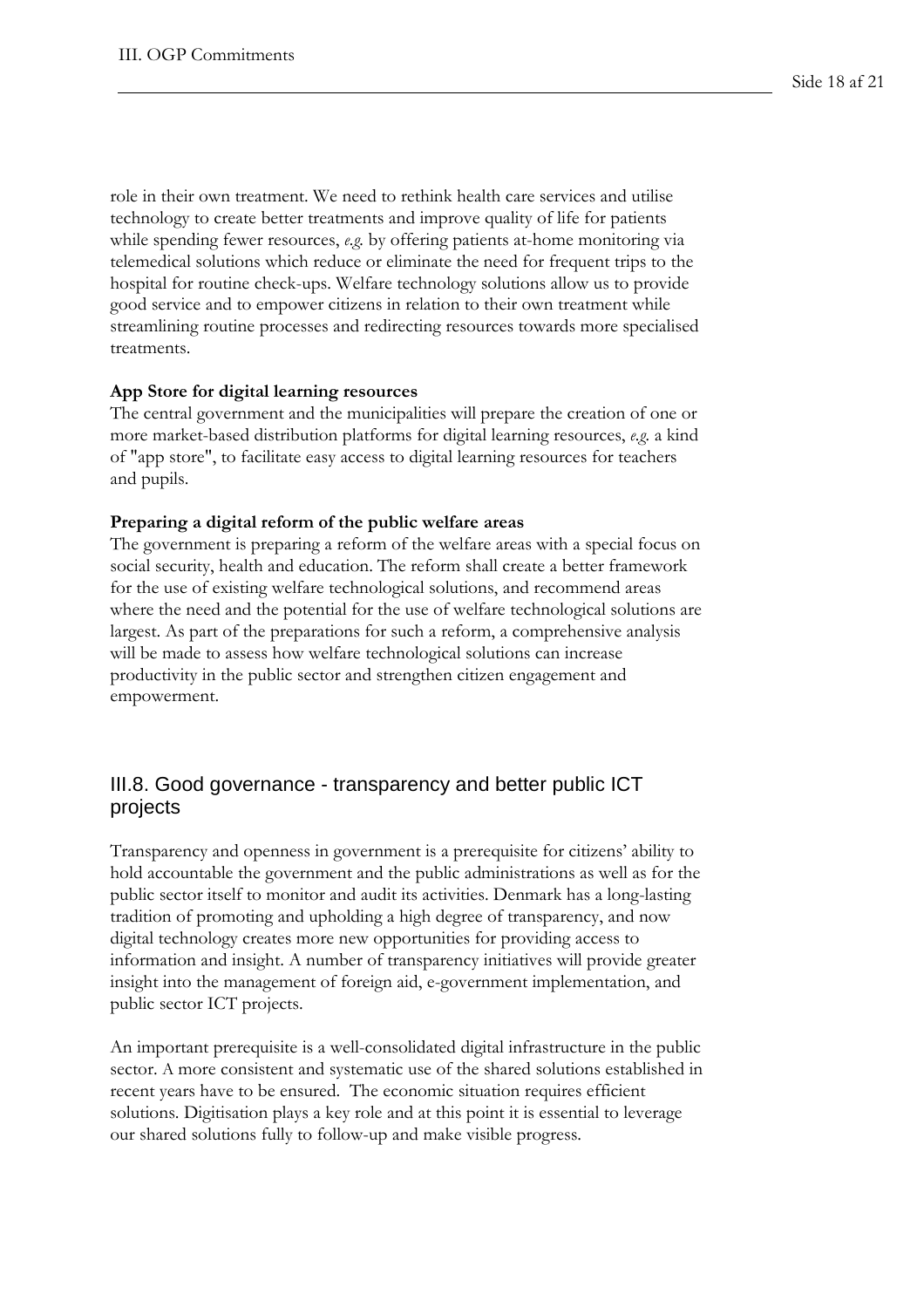role in their own treatment. We need to rethink health care services and utilise technology to create better treatments and improve quality of life for patients while spending fewer resources, *e.g.* by offering patients at-home monitoring via telemedical solutions which reduce or eliminate the need for frequent trips to the hospital for routine check-ups. Welfare technology solutions allow us to provide good service and to empower citizens in relation to their own treatment while streamlining routine processes and redirecting resources towards more specialised treatments.

**App Store for digital learning resources**

The central government and the municipalities will prepare the creation of one or more market-based distribution platforms for digital learning resources, *e.g.* a kind of "app store", to facilitate easy access to digital learning resources for teachers and pupils.

**Preparing a digital reform of the public welfare areas**

The government is preparing a reform of the welfare areas with a special focus on social security, health and education. The reform shall create a better framework for the use of existing welfare technological solutions, and recommend areas where the need and the potential for the use of welfare technological solutions are largest. As part of the preparations for such a reform, a comprehensive analysis will be made to assess how welfare technological solutions can increase productivity in the public sector and strengthen citizen engagement and empowerment.

## III.8. Good governance - transparency and better public ICT projects

Transparency and openness in government is a prerequisite for citizens' ability to hold accountable the government and the public administrations as well as for the public sector itself to monitor and audit its activities. Denmark has a long-lasting tradition of promoting and upholding a high degree of transparency, and now digital technology creates more new opportunities for providing access to information and insight. A number of transparency initiatives will provide greater insight into the management of foreign aid, e-government implementation, and public sector ICT projects.

An important prerequisite is a well-consolidated digital infrastructure in the public sector. A more consistent and systematic use of the shared solutions established in recent years have to be ensured. The economic situation requires efficient solutions. Digitisation plays a key role and at this point it is essential to leverage our shared solutions fully to follow-up and make visible progress.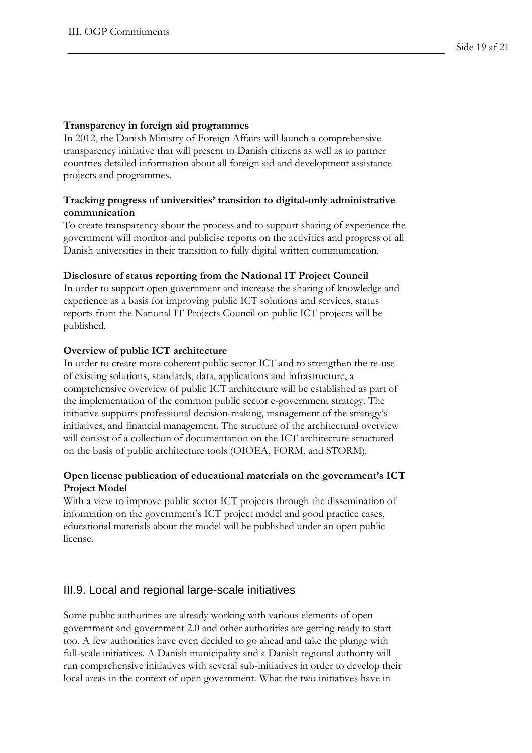**Transparency in foreign aid programmes**

In 2012, the Danish Ministry of Foreign Affairs will launch a comprehensive transparency initiative that will present to Danish citizens as well as to partner countries detailed information about all foreign aid and development assistance projects and programmes.

**Tracking progress of universities' transition to digital-only administrative communication**

To create transparency about the process and to support sharing of experience the government will monitor and publicise reports on the activities and progress of all Danish universities in their transition to fully digital written communication.

**Disclosure of status reporting from the National IT Project Council**

In order to support open government and increase the sharing of knowledge and experience as a basis for improving public ICT solutions and services, status reports from the National IT Projects Council on public ICT projects will be published.

**Overview of public ICT architecture**

In order to create more coherent public sector ICT and to strengthen the re-use of existing solutions, standards, data, applications and infrastructure, a comprehensive overview of public ICT architecture will be established as part of the implementation of the common public sector e-government strategy. The initiative supports professional decision-making, management of the strategy's initiatives, and financial management. The structure of the architectural overview will consist of a collection of documentation on the ICT architecture structured on the basis of public architecture tools (OIOEA, FORM, and STORM).

**Open license publication of educational materials on the government's ICT Project Model**

With a view to improve public sector ICT projects through the dissemination of information on the government's ICT project model and good practice cases, educational materials about the model will be published under an open public license.

## III.9. Local and regional large-scale initiatives

Some public authorities are already working with various elements of open government and government 2.0 and other authorities are getting ready to start too. A few authorities have even decided to go ahead and take the plunge with full-scale initiatives. A Danish municipality and a Danish regional authority will run comprehensive initiatives with several sub-initiatives in order to develop their local areas in the context of open government. What the two initiatives have in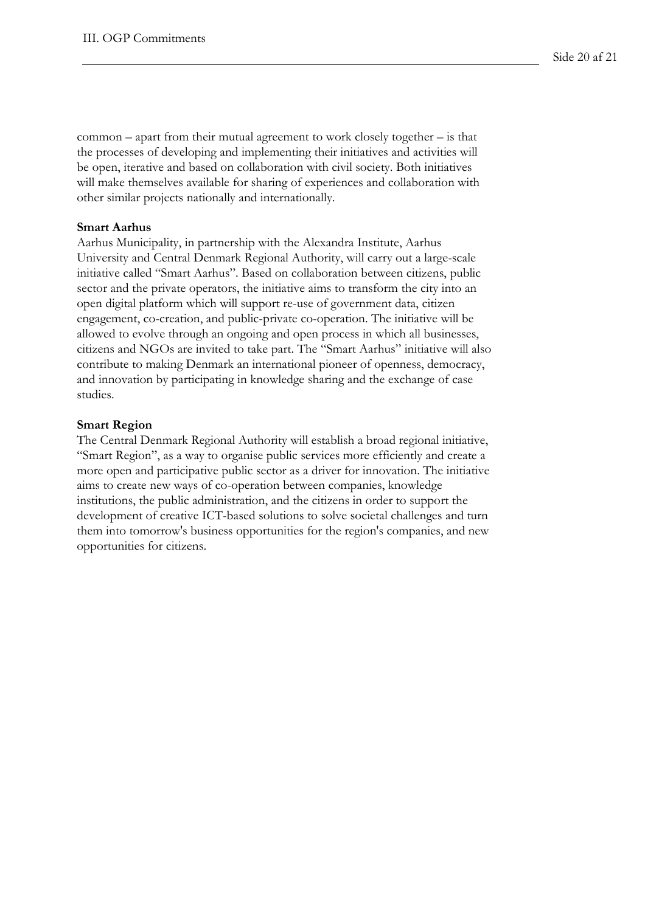common – apart from their mutual agreement to work closely together – is that the processes of developing and implementing their initiatives and activities will be open, iterative and based on collaboration with civil society. Both initiatives will make themselves available for sharing of experiences and collaboration with other similar projects nationally and internationally.

**Smart Aarhus**

Aarhus Municipality, in partnership with the Alexandra Institute, Aarhus University and Central Denmark Regional Authority, will carry out a large-scale initiative called "Smart Aarhus". Based on collaboration between citizens, public sector and the private operators, the initiative aims to transform the city into an open digital platform which will support re-use of government data, citizen engagement, co-creation, and public-private co-operation. The initiative will be allowed to evolve through an ongoing and open process in which all businesses, citizens and NGOs are invited to take part. The "Smart Aarhus" initiative will also contribute to making Denmark an international pioneer of openness, democracy, and innovation by participating in knowledge sharing and the exchange of case studies.

**Smart Region**

The Central Denmark Regional Authority will establish a broad regional initiative, "Smart Region", as a way to organise public services more efficiently and create a more open and participative public sector as a driver for innovation. The initiative aims to create new ways of co-operation between companies, knowledge institutions, the public administration, and the citizens in order to support the development of creative ICT-based solutions to solve societal challenges and turn them into tomorrow's business opportunities for the region's companies, and new opportunities for citizens.